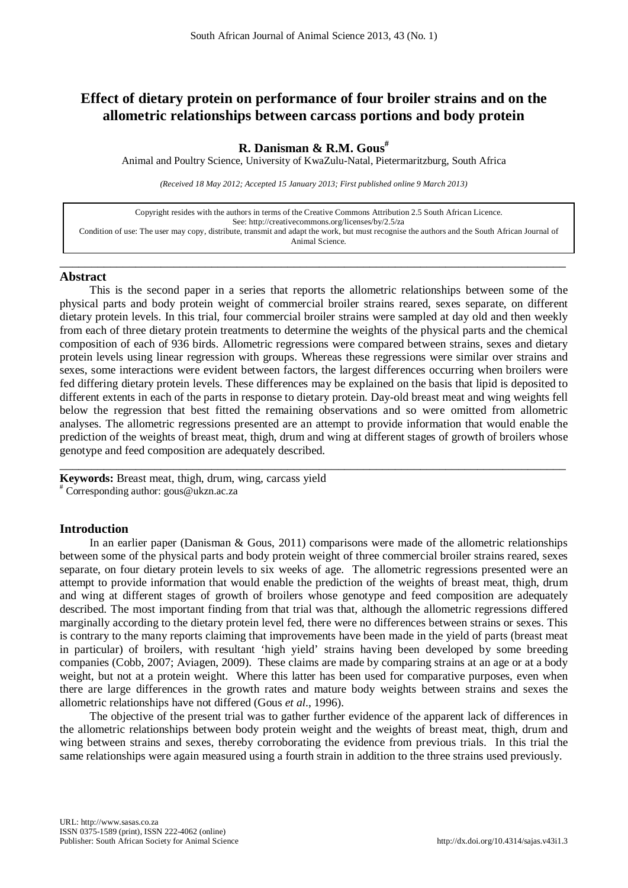# Effect of dietary protein on performance of four broiler strains and on the allometric relationships between carcass portions and body protein

**R. Danisman & R.M. Gous**[#]

Animal and Poultry Science, University of KwaZulu-Natal, Pietermaritzburg, South Africa

*(Received 18 May 2012; Accepted 15 January 2013; First published online 9 March 2013)*

Copyright resides with the authors in terms of the Creative Commons Attribution 2.5 South African Licence.
See: http://creativecommons.org/licenses/by/2.5/za
Condition of use: The user may copy, distribute, transmit and adapt the work, but must recognise the authors and the South African Journal of Animal Science.

---

## Abstract

This is the second paper in a series that reports the allometric relationships between some of the physical parts and body protein weight of commercial broiler strains reared, sexes separate, on different dietary protein levels. In this trial, four commercial broiler strains were sampled at day old and then weekly from each of three dietary protein treatments to determine the weights of the physical parts and the chemical composition of each of 936 birds. Allometric regressions were compared between strains, sexes and dietary protein levels using linear regression with groups. Whereas these regressions were similar over strains and sexes, some interactions were evident between factors, the largest differences occurring when broilers were fed differing dietary protein levels. These differences may be explained on the basis that lipid is deposited to different extents in each of the parts in response to dietary protein. Day-old breast meat and wing weights fell below the regression that best fitted the remaining observations and so were omitted from allometric analyses. The allometric regressions presented are an attempt to provide information that would enable the prediction of the weights of breast meat, thigh, drum and wing at different stages of growth of broilers whose genotype and feed composition are adequately described.

---

**Keywords:** Breast meat, thigh, drum, wing, carcass yield

[#] Corresponding author: gous@ukzn.ac.za

## Introduction

In an earlier paper (Danisman & Gous, 2011) comparisons were made of the allometric relationships between some of the physical parts and body protein weight of three commercial broiler strains reared, sexes separate, on four dietary protein levels to six weeks of age. The allometric regressions presented were an attempt to provide information that would enable the prediction of the weights of breast meat, thigh, drum and wing at different stages of growth of broilers whose genotype and feed composition are adequately described. The most important finding from that trial was that, although the allometric regressions differed marginally according to the dietary protein level fed, there were no differences between strains or sexes. This is contrary to the many reports claiming that improvements have been made in the yield of parts (breast meat in particular) of broilers, with resultant 'high yield' strains having been developed by some breeding companies (Cobb, 2007; Aviagen, 2009). These claims are made by comparing strains at an age or at a body weight, but not at a protein weight. Where this latter has been used for comparative purposes, even when there are large differences in the growth rates and mature body weights between strains and sexes the allometric relationships have not differed (Gous *et al*., 1996).

The objective of the present trial was to gather further evidence of the apparent lack of differences in the allometric relationships between body protein weight and the weights of breast meat, thigh, drum and wing between strains and sexes, thereby corroborating the evidence from previous trials. In this trial the same relationships were again measured using a fourth strain in addition to the three strains used previously.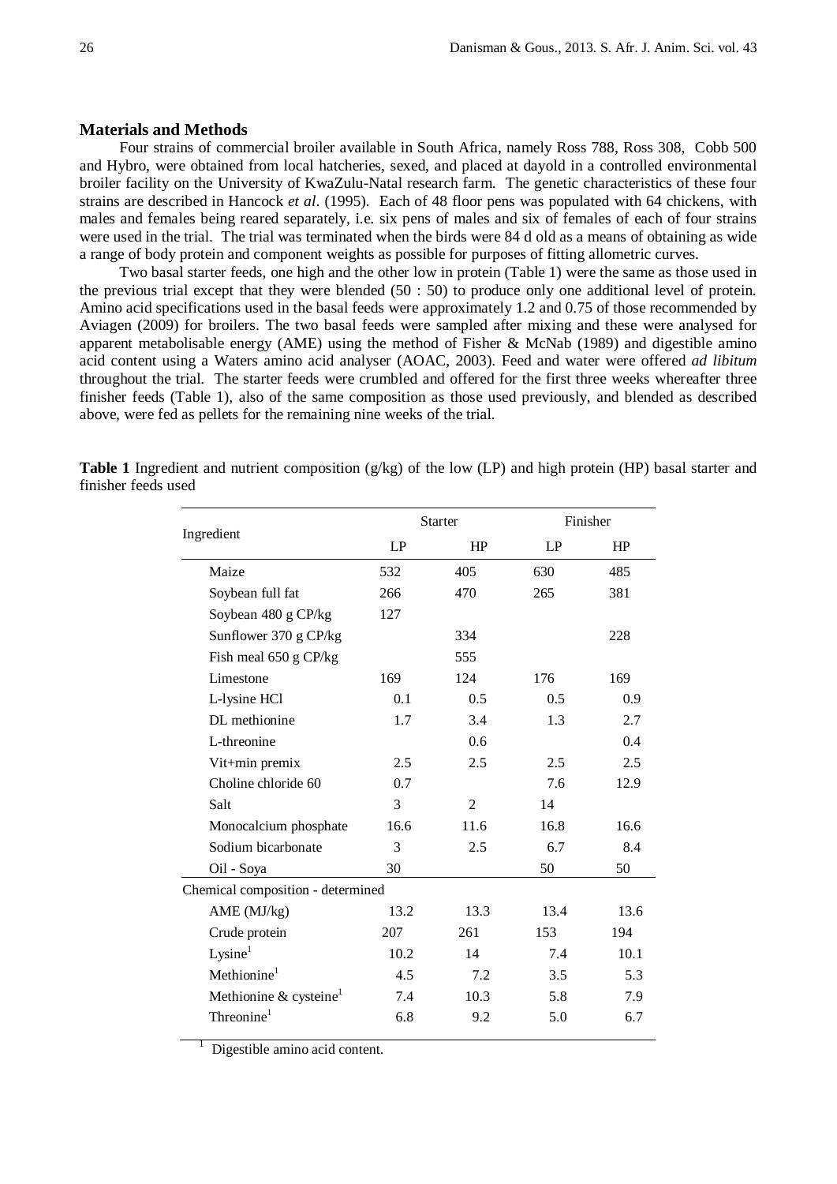## Materials and Methods

Four strains of commercial broiler available in South Africa, namely Ross 788, Ross 308, Cobb 500 and Hybro, were obtained from local hatcheries, sexed, and placed at dayold in a controlled environmental broiler facility on the University of KwaZulu-Natal research farm. The genetic characteristics of these four strains are described in Hancock *et al*. (1995). Each of 48 floor pens was populated with 64 chickens, with males and females being reared separately, i.e. six pens of males and six of females of each of four strains were used in the trial. The trial was terminated when the birds were 84 d old as a means of obtaining as wide a range of body protein and component weights as possible for purposes of fitting allometric curves.

Two basal starter feeds, one high and the other low in protein (Table 1) were the same as those used in the previous trial except that they were blended (50 : 50) to produce only one additional level of protein. Amino acid specifications used in the basal feeds were approximately 1.2 and 0.75 of those recommended by Aviagen (2009) for broilers. The two basal feeds were sampled after mixing and these were analysed for apparent metabolisable energy (AME) using the method of Fisher & McNab (1989) and digestible amino acid content using a Waters amino acid analyser (AOAC, 2003). Feed and water were offered *ad libitum* throughout the trial. The starter feeds were crumbled and offered for the first three weeks whereafter three finisher feeds (Table 1), also of the same composition as those used previously, and blended as described above, were fed as pellets for the remaining nine weeks of the trial.

**Table 1** Ingredient and nutrient composition (g/kg) of the low (LP) and high protein (HP) basal starter and finisher feeds used

| Ingredient | Starter | | Finisher | |
|---|---|---|---|---|
| | LP | HP | LP | HP |
| Maize | 532 | 405 | 630 | 485 |
| Soybean full fat | 266 | 470 | 265 | 381 |
| Soybean 480 g CP/kg | 127 | | | |
| Sunflower 370 g CP/kg | | 334 | | 228 |
| Fish meal 650 g CP/kg | | 555 | | |
| Limestone | 169 | 124 | 176 | 169 |
| L-lysine HCl | 0.1 | 0.5 | 0.5 | 0.9 |
| DL methionine | 1.7 | 3.4 | 1.3 | 2.7 |
| L-threonine | | 0.6 | | 0.4 |
| Vit+min premix | 2.5 | 2.5 | 2.5 | 2.5 |
| Choline chloride 60 | 0.7 | | 7.6 | 12.9 |
| Salt | 3 | 2 | 14 | |
| Monocalcium phosphate | 16.6 | 11.6 | 16.8 | 16.6 |
| Sodium bicarbonate | 3 | 2.5 | 6.7 | 8.4 |
| Oil - Soya | 30 | | 50 | 50 |
| Chemical composition - determined | | | | |
| AME (MJ/kg) | 13.2 | 13.3 | 13.4 | 13.6 |
| Crude protein | 207 | 261 | 153 | 194 |
| Lysine[1] | 10.2 | 14 | 7.4 | 10.1 |
| Methionine[1] | 4.5 | 7.2 | 3.5 | 5.3 |
| Methionine & cysteine[1] | 7.4 | 10.3 | 5.8 | 7.9 |
| Threonine[1] | 6.8 | 9.2 | 5.0 | 6.7 |

[1] Digestible amino acid content.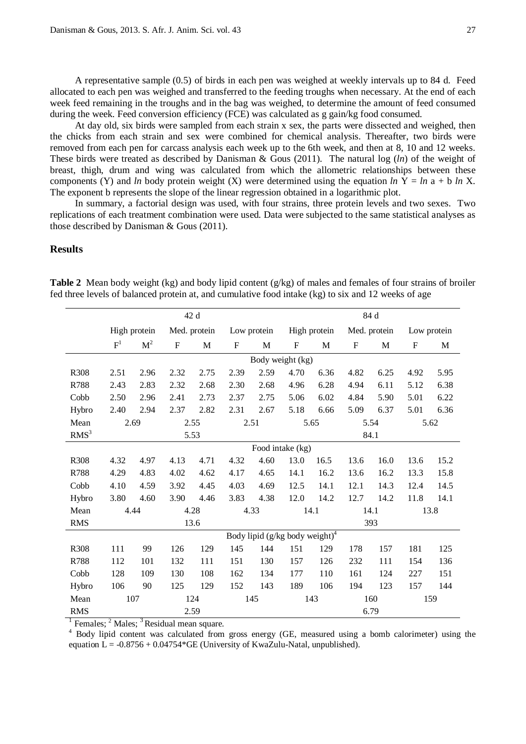A representative sample (0.5) of birds in each pen was weighed at weekly intervals up to 84 d. Feed allocated to each pen was weighed and transferred to the feeding troughs when necessary. At the end of each week feed remaining in the troughs and in the bag was weighed, to determine the amount of feed consumed during the week. Feed conversion efficiency (FCE) was calculated as g gain/kg food consumed.

At day old, six birds were sampled from each strain x sex, the parts were dissected and weighed, then the chicks from each strain and sex were combined for chemical analysis. Thereafter, two birds were removed from each pen for carcass analysis each week up to the 6th week, and then at 8, 10 and 12 weeks. These birds were treated as described by Danisman & Gous (2011). The natural log (*ln*) of the weight of breast, thigh, drum and wing was calculated from which the allometric relationships between these components (Y) and *ln* body protein weight (X) were determined using the equation $\ln Y = \ln a + b \ln X$. The exponent b represents the slope of the linear regression obtained in a logarithmic plot.

In summary, a factorial design was used, with four strains, three protein levels and two sexes. Two replications of each treatment combination were used. Data were subjected to the same statistical analyses as those described by Danisman & Gous (2011).

## Results

**Table 2** Mean body weight (kg) and body lipid content (g/kg) of males and females of four strains of broiler fed three levels of balanced protein at, and cumulative food intake (kg) to six and 12 weeks of age

| | 42 d | | | | | | 84 d | | | | | |
|---|---|---|---|---|---|---|---|---|---|---|---|---|
| | High protein | | Med. protein | | Low protein | | High protein | | Med. protein | | Low protein | |
| | F[1] | M[2] | F | M | F | M | F | M | F | M | F | M |
| | | | | | | Body weight (kg) | | | | | | |
| R308 | 2.51 | 2.96 | 2.32 | 2.75 | 2.39 | 2.59 | 4.70 | 6.36 | 4.82 | 6.25 | 4.92 | 5.95 |
| R788 | 2.43 | 2.83 | 2.32 | 2.68 | 2.30 | 2.68 | 4.96 | 6.28 | 4.94 | 6.11 | 5.12 | 6.38 |
| Cobb | 2.50 | 2.96 | 2.41 | 2.73 | 2.37 | 2.75 | 5.06 | 6.02 | 4.84 | 5.90 | 5.01 | 6.22 |
| Hybro | 2.40 | 2.94 | 2.37 | 2.82 | 2.31 | 2.67 | 5.18 | 6.66 | 5.09 | 6.37 | 5.01 | 6.36 |
| Mean | 2.69 | | 2.55 | | 2.51 | | 5.65 | | 5.54 | | 5.62 | |
| RMS[3] | | | 5.53 | | | | | | 84.1 | | | |
| | | | | | | Food intake (kg) | | | | | | |
| R308 | 4.32 | 4.97 | 4.13 | 4.71 | 4.32 | 4.60 | 13.0 | 16.5 | 13.6 | 16.0 | 13.6 | 15.2 |
| R788 | 4.29 | 4.83 | 4.02 | 4.62 | 4.17 | 4.65 | 14.1 | 16.2 | 13.6 | 16.2 | 13.3 | 15.8 |
| Cobb | 4.10 | 4.59 | 3.92 | 4.45 | 4.03 | 4.69 | 12.5 | 14.1 | 12.1 | 14.3 | 12.4 | 14.5 |
| Hybro | 3.80 | 4.60 | 3.90 | 4.46 | 3.83 | 4.38 | 12.0 | 14.2 | 12.7 | 14.2 | 11.8 | 14.1 |
| Mean | 4.44 | | 4.28 | | 4.33 | | 14.1 | | 14.1 | | 13.8 | |
| RMS | | | 13.6 | | | | | | 393 | | | |
| | | | | | | Body lipid (g/kg body weight)[4] | | | | | | |
| R308 | 111 | 99 | 126 | 129 | 145 | 144 | 151 | 129 | 178 | 157 | 181 | 125 |
| R788 | 112 | 101 | 132 | 111 | 151 | 130 | 157 | 126 | 232 | 111 | 154 | 136 |
| Cobb | 128 | 109 | 130 | 108 | 162 | 134 | 177 | 110 | 161 | 124 | 227 | 151 |
| Hybro | 106 | 90 | 125 | 129 | 152 | 143 | 189 | 106 | 194 | 123 | 157 | 144 |
| Mean | 107 | | 124 | | 145 | | 143 | | 160 | | 159 | |
| RMS | | | 2.59 | | | | | | 6.79 | | | |

[1] Females; [2] Males; [3] Residual mean square.

[4] Body lipid content was calculated from gross energy (GE, measured using a bomb calorimeter) using the equation $L = -0.8756 + 0.04754*GE$ (University of KwaZulu-Natal, unpublished).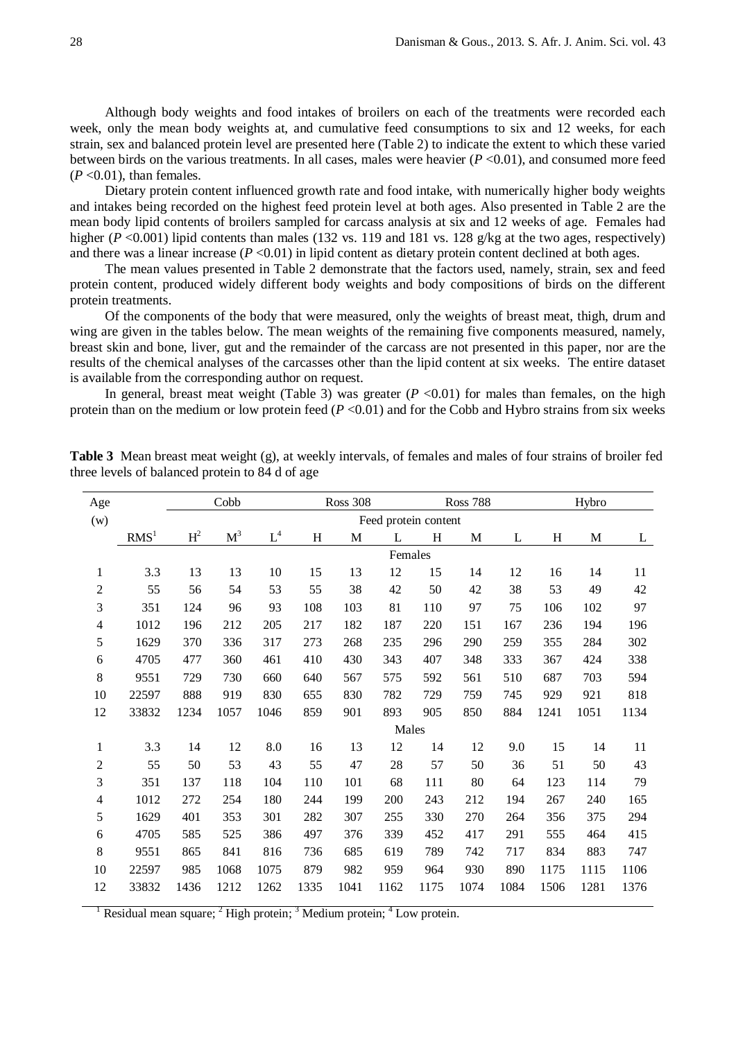Although body weights and food intakes of broilers on each of the treatments were recorded each week, only the mean body weights at, and cumulative feed consumptions to six and 12 weeks, for each strain, sex and balanced protein level are presented here (Table 2) to indicate the extent to which these varied between birds on the various treatments. In all cases, males were heavier ($P$ <0.01), and consumed more feed ($P$ <0.01), than females.

Dietary protein content influenced growth rate and food intake, with numerically higher body weights and intakes being recorded on the highest feed protein level at both ages. Also presented in Table 2 are the mean body lipid contents of broilers sampled for carcass analysis at six and 12 weeks of age. Females had higher ($P$ <0.001) lipid contents than males (132 vs. 119 and 181 vs. 128 g/kg at the two ages, respectively) and there was a linear increase ($P$ <0.01) in lipid content as dietary protein content declined at both ages.

The mean values presented in Table 2 demonstrate that the factors used, namely, strain, sex and feed protein content, produced widely different body weights and body compositions of birds on the different protein treatments.

Of the components of the body that were measured, only the weights of breast meat, thigh, drum and wing are given in the tables below. The mean weights of the remaining five components measured, namely, breast skin and bone, liver, gut and the remainder of the carcass are not presented in this paper, nor are the results of the chemical analyses of the carcasses other than the lipid content at six weeks. The entire dataset is available from the corresponding author on request.

In general, breast meat weight (Table 3) was greater ($P$ <0.01) for males than females, on the high protein than on the medium or low protein feed ($P$ <0.01) and for the Cobb and Hybro strains from six weeks

**Table 3** Mean breast meat weight (g), at weekly intervals, of females and males of four strains of broiler fed three levels of balanced protein to 84 d of age

| Age | | Cobb | | | Ross 308 | | | Ross 788 | | | Hybro | | |
|---|---|---|---|---|---|---|---|---|---|---|---|---|---|
| (w) | | Feed protein content | | | | | | | | | | | |
| | RMS[1] | H[2] | M[3] | L[4] | H | M | L | H | M | L | H | M | L |
| | | Females | | | | | | | | | | | |
| 1 | 3.3 | 13 | 13 | 10 | 15 | 13 | 12 | 15 | 14 | 12 | 16 | 14 | 11 |
| 2 | 55 | 56 | 54 | 53 | 55 | 38 | 42 | 50 | 42 | 38 | 53 | 49 | 42 |
| 3 | 351 | 124 | 96 | 93 | 108 | 103 | 81 | 110 | 97 | 75 | 106 | 102 | 97 |
| 4 | 1012 | 196 | 212 | 205 | 217 | 182 | 187 | 220 | 151 | 167 | 236 | 194 | 196 |
| 5 | 1629 | 370 | 336 | 317 | 273 | 268 | 235 | 296 | 290 | 259 | 355 | 284 | 302 |
| 6 | 4705 | 477 | 360 | 461 | 410 | 430 | 343 | 407 | 348 | 333 | 367 | 424 | 338 |
| 8 | 9551 | 729 | 730 | 660 | 640 | 567 | 575 | 592 | 561 | 510 | 687 | 703 | 594 |
| 10 | 22597 | 888 | 919 | 830 | 655 | 830 | 782 | 729 | 759 | 745 | 929 | 921 | 818 |
| 12 | 33832 | 1234 | 1057 | 1046 | 859 | 901 | 893 | 905 | 850 | 884 | 1241 | 1051 | 1134 |
| | | Males | | | | | | | | | | | |
| 1 | 3.3 | 14 | 12 | 8.0 | 16 | 13 | 12 | 14 | 12 | 9.0 | 15 | 14 | 11 |
| 2 | 55 | 50 | 53 | 43 | 55 | 47 | 28 | 57 | 50 | 36 | 51 | 50 | 43 |
| 3 | 351 | 137 | 118 | 104 | 110 | 101 | 68 | 111 | 80 | 64 | 123 | 114 | 79 |
| 4 | 1012 | 272 | 254 | 180 | 244 | 199 | 200 | 243 | 212 | 194 | 267 | 240 | 165 |
| 5 | 1629 | 401 | 353 | 301 | 282 | 307 | 255 | 330 | 270 | 264 | 356 | 375 | 294 |
| 6 | 4705 | 585 | 525 | 386 | 497 | 376 | 339 | 452 | 417 | 291 | 555 | 464 | 415 |
| 8 | 9551 | 865 | 841 | 816 | 736 | 685 | 619 | 789 | 742 | 717 | 834 | 883 | 747 |
| 10 | 22597 | 985 | 1068 | 1075 | 879 | 982 | 959 | 964 | 930 | 890 | 1175 | 1115 | 1106 |
| 12 | 33832 | 1436 | 1212 | 1262 | 1335 | 1041 | 1162 | 1175 | 1074 | 1084 | 1506 | 1281 | 1376 |

[1] Residual mean square; [2] High protein; [3] Medium protein; [4] Low protein.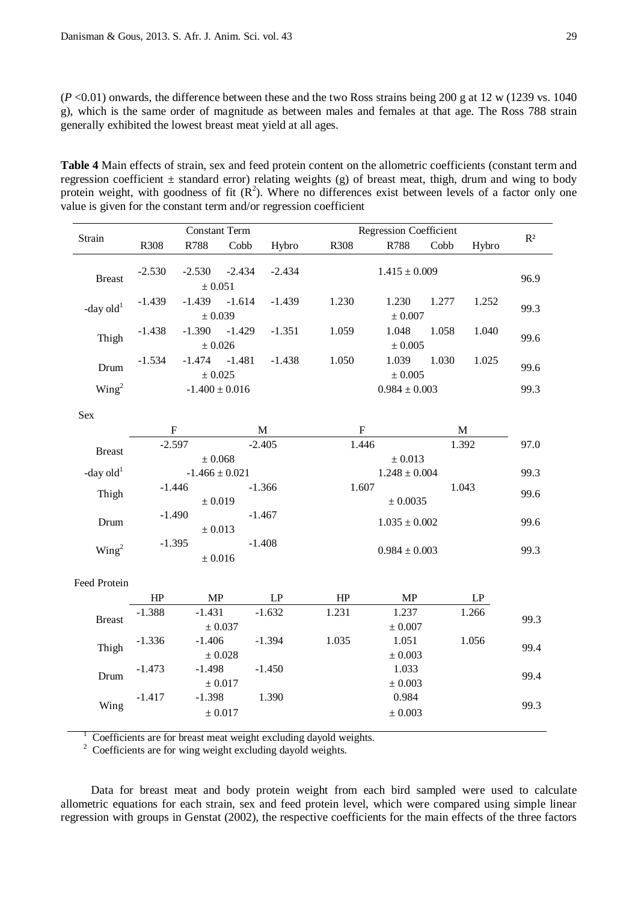(*P* <0.01) onwards, the difference between these and the two Ross strains being 200 g at 12 w (1239 vs. 1040 g), which is the same order of magnitude as between males and females at that age. The Ross 788 strain generally exhibited the lowest breast meat yield at all ages.

**Table 4** Main effects of strain, sex and feed protein content on the allometric coefficients (constant term and regression coefficient ± standard error) relating weights (g) of breast meat, thigh, drum and wing to body protein weight, with goodness of fit ($R^2$). Where no differences exist between levels of a factor only one value is given for the constant term and/or regression coefficient

| Strain | Constant Term | | | | Regression Coefficient | | | | $R^2$ |
|---|---|---|---|---|---|---|---|---|---|
| | R308 | R788 | Cobb | Hybro | R308 | R788 | Cobb | Hybro | |
| Breast | -2.530 | -2.530 ± 0.051 | -2.434 | -2.434 | | 1.415 ± 0.009 | | | 96.9 |
| -day old[1] | -1.439 | -1.439 ± 0.039 | -1.614 | -1.439 | 1.230 | 1.230 ± 0.007 | 1.277 | 1.252 | 99.3 |
| Thigh | -1.438 | -1.390 ± 0.026 | -1.429 | -1.351 | 1.059 | 1.048 ± 0.005 | 1.058 | 1.040 | 99.6 |
| Drum | -1.534 | -1.474 ± 0.025 | -1.481 | -1.438 | 1.050 | 1.039 ± 0.005 | 1.030 | 1.025 | 99.6 |
| Wing[2] | | -1.400 ± 0.016 | | | | 0.984 ± 0.003 | | | 99.3 |
| **Sex** | | | | | | | | | |
| | F | | M | | F | | M | | |
| Breast | -2.597 ± 0.068 | | -2.405 | | 1.446 ± 0.013 | | 1.392 | | 97.0 |
| -day old[1] | -1.466 ± 0.021 | | | | 1.248 ± 0.004 | | | | 99.3 |
| Thigh | -1.446 ± 0.019 | | -1.366 | | 1.607 ± 0.0035 | | 1.043 | | 99.6 |
| Drum | -1.490 ± 0.013 | | -1.467 | | 1.035 ± 0.002 | | | | 99.6 |
| Wing[2] | -1.395 ± 0.016 | | -1.408 | | 0.984 ± 0.003 | | | | 99.3 |
| **Feed Protein** | | | | | | | | | |
| | HP | MP | LP | | HP | MP | LP | | |
| Breast | -1.388 | -1.431 ± 0.037 | -1.632 | | 1.231 | 1.237 ± 0.007 | 1.266 | | 99.3 |
| Thigh | -1.336 | -1.406 ± 0.028 | -1.394 | | 1.035 | 1.051 ± 0.003 | 1.056 | | 99.4 |
| Drum | -1.473 | -1.498 ± 0.017 | -1.450 | | | 1.033 ± 0.003 | | | 99.4 |
| Wing | -1.417 | -1.398 ± 0.017 | 1.390 | | | 0.984 ± 0.003 | | | 99.3 |

[1] Coefficients are for breast meat weight excluding dayold weights.
[2] Coefficients are for wing weight excluding dayold weights.

Data for breast meat and body protein weight from each bird sampled were used to calculate allometric equations for each strain, sex and feed protein level, which were compared using simple linear regression with groups in Genstat (2002), the respective coefficients for the main effects of the three factors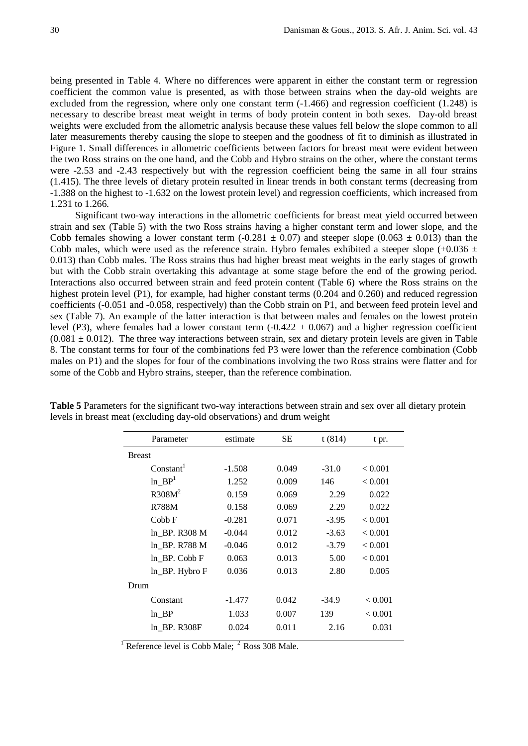being presented in Table 4. Where no differences were apparent in either the constant term or regression coefficient the common value is presented, as with those between strains when the day-old weights are excluded from the regression, where only one constant term (-1.466) and regression coefficient (1.248) is necessary to describe breast meat weight in terms of body protein content in both sexes. Day-old breast weights were excluded from the allometric analysis because these values fell below the slope common to all later measurements thereby causing the slope to steepen and the goodness of fit to diminish as illustrated in Figure 1. Small differences in allometric coefficients between factors for breast meat were evident between the two Ross strains on the one hand, and the Cobb and Hybro strains on the other, where the constant terms were -2.53 and -2.43 respectively but with the regression coefficient being the same in all four strains (1.415). The three levels of dietary protein resulted in linear trends in both constant terms (decreasing from -1.388 on the highest to -1.632 on the lowest protein level) and regression coefficients, which increased from 1.231 to 1.266.

Significant two-way interactions in the allometric coefficients for breast meat yield occurred between strain and sex (Table 5) with the two Ross strains having a higher constant term and lower slope, and the Cobb females showing a lower constant term ($-0.281 \pm 0.07$) and steeper slope ($0.063 \pm 0.013$) than the Cobb males, which were used as the reference strain. Hybro females exhibited a steeper slope ($+0.036 \pm 0.013$) than Cobb males. The Ross strains thus had higher breast meat weights in the early stages of growth but with the Cobb strain overtaking this advantage at some stage before the end of the growing period. Interactions also occurred between strain and feed protein content (Table 6) where the Ross strains on the highest protein level (P1), for example, had higher constant terms (0.204 and 0.260) and reduced regression coefficients (-0.051 and -0.058, respectively) than the Cobb strain on P1, and between feed protein level and sex (Table 7). An example of the latter interaction is that between males and females on the lowest protein level (P3), where females had a lower constant term ($-0.422 \pm 0.067$) and a higher regression coefficient ($0.081 \pm 0.012$). The three way interactions between strain, sex and dietary protein levels are given in Table 8. The constant terms for four of the combinations fed P3 were lower than the reference combination (Cobb males on P1) and the slopes for four of the combinations involving the two Ross strains were flatter and for some of the Cobb and Hybro strains, steeper, than the reference combination.

**Table 5** Parameters for the significant two-way interactions between strain and sex over all dietary protein levels in breast meat (excluding day-old observations) and drum weight

| Parameter | estimate | SE | t (814) | t pr. |
|---|---|---|---|---|
| Breast | | | | |
| Constant[1] | -1.508 | 0.049 | -31.0 | < 0.001 |
| ln_BP[1] | 1.252 | 0.009 | 146 | < 0.001 |
| R308M[2] | 0.159 | 0.069 | 2.29 | 0.022 |
| R788M | 0.158 | 0.069 | 2.29 | 0.022 |
| Cobb F | -0.281 | 0.071 | -3.95 | < 0.001 |
| ln_BP. R308 M | -0.044 | 0.012 | -3.63 | < 0.001 |
| ln_BP. R788 M | -0.046 | 0.012 | -3.79 | < 0.001 |
| ln_BP. Cobb F | 0.063 | 0.013 | 5.00 | < 0.001 |
| ln_BP. Hybro F | 0.036 | 0.013 | 2.80 | 0.005 |
| Drum | | | | |
| Constant | -1.477 | 0.042 | -34.9 | < 0.001 |
| ln_BP | 1.033 | 0.007 | 139 | < 0.001 |
| ln_BP. R308F | 0.024 | 0.011 | 2.16 | 0.031 |

[1] Reference level is Cobb Male; [2] Ross 308 Male.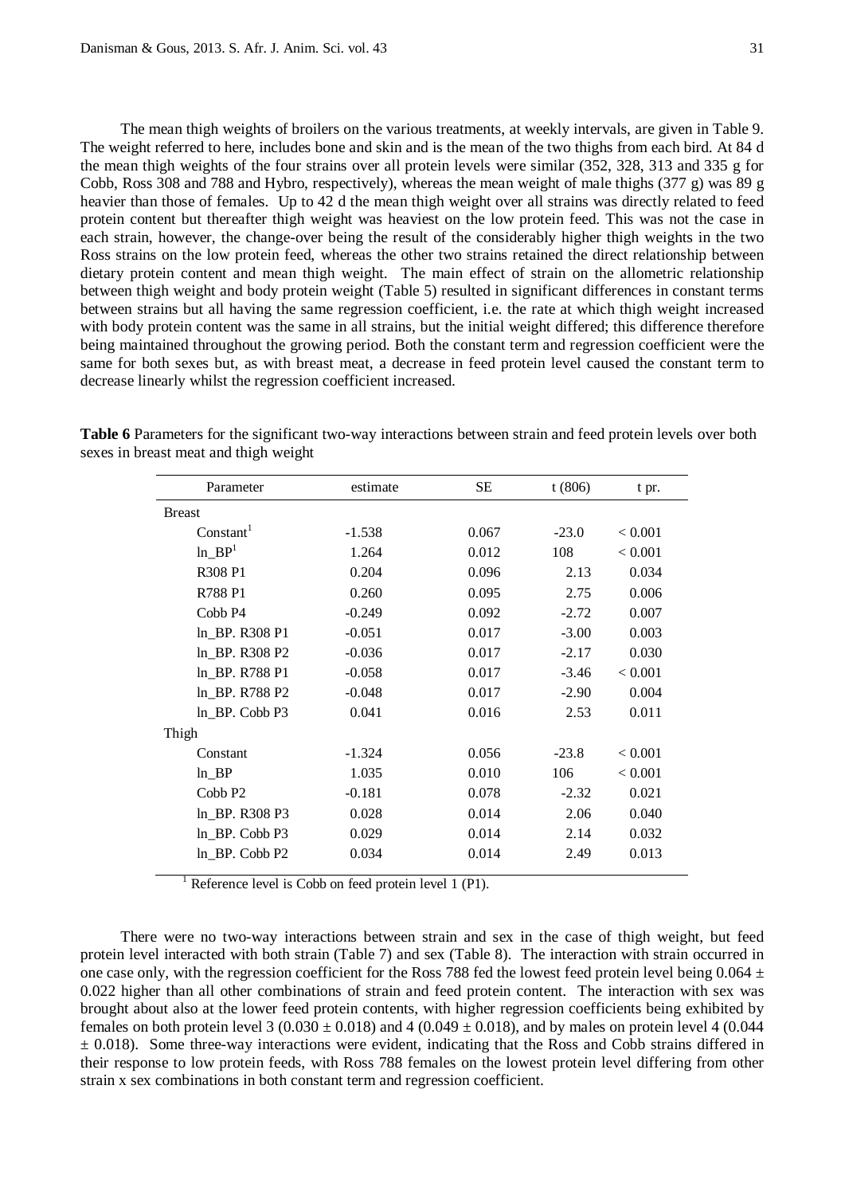The mean thigh weights of broilers on the various treatments, at weekly intervals, are given in Table 9. The weight referred to here, includes bone and skin and is the mean of the two thighs from each bird. At 84 d the mean thigh weights of the four strains over all protein levels were similar (352, 328, 313 and 335 g for Cobb, Ross 308 and 788 and Hybro, respectively), whereas the mean weight of male thighs (377 g) was 89 g heavier than those of females. Up to 42 d the mean thigh weight over all strains was directly related to feed protein content but thereafter thigh weight was heaviest on the low protein feed. This was not the case in each strain, however, the change-over being the result of the considerably higher thigh weights in the two Ross strains on the low protein feed, whereas the other two strains retained the direct relationship between dietary protein content and mean thigh weight. The main effect of strain on the allometric relationship between thigh weight and body protein weight (Table 5) resulted in significant differences in constant terms between strains but all having the same regression coefficient, i.e. the rate at which thigh weight increased with body protein content was the same in all strains, but the initial weight differed; this difference therefore being maintained throughout the growing period. Both the constant term and regression coefficient were the same for both sexes but, as with breast meat, a decrease in feed protein level caused the constant term to decrease linearly whilst the regression coefficient increased.

**Table 6** Parameters for the significant two-way interactions between strain and feed protein levels over both sexes in breast meat and thigh weight

| Parameter | estimate | SE | t (806) | t pr. |
|---|---|---|---|---|
| Breast | | | | |
| Constant[1] | -1.538 | 0.067 | -23.0 | < 0.001 |
| ln_BP[1] | 1.264 | 0.012 | 108 | < 0.001 |
| R308 P1 | 0.204 | 0.096 | 2.13 | 0.034 |
| R788 P1 | 0.260 | 0.095 | 2.75 | 0.006 |
| Cobb P4 | -0.249 | 0.092 | -2.72 | 0.007 |
| ln_BP. R308 P1 | -0.051 | 0.017 | -3.00 | 0.003 |
| ln_BP. R308 P2 | -0.036 | 0.017 | -2.17 | 0.030 |
| ln_BP. R788 P1 | -0.058 | 0.017 | -3.46 | < 0.001 |
| ln_BP. R788 P2 | -0.048 | 0.017 | -2.90 | 0.004 |
| ln_BP. Cobb P3 | 0.041 | 0.016 | 2.53 | 0.011 |
| Thigh | | | | |
| Constant | -1.324 | 0.056 | -23.8 | < 0.001 |
| ln_BP | 1.035 | 0.010 | 106 | < 0.001 |
| Cobb P2 | -0.181 | 0.078 | -2.32 | 0.021 |
| ln_BP. R308 P3 | 0.028 | 0.014 | 2.06 | 0.040 |
| ln_BP. Cobb P3 | 0.029 | 0.014 | 2.14 | 0.032 |
| ln_BP. Cobb P2 | 0.034 | 0.014 | 2.49 | 0.013 |

[1] Reference level is Cobb on feed protein level 1 (P1).

There were no two-way interactions between strain and sex in the case of thigh weight, but feed protein level interacted with both strain (Table 7) and sex (Table 8). The interaction with strain occurred in one case only, with the regression coefficient for the Ross 788 fed the lowest feed protein level being $0.064 \pm 0.022$ higher than all other combinations of strain and feed protein content. The interaction with sex was brought about also at the lower feed protein contents, with higher regression coefficients being exhibited by females on both protein level 3 ($0.030 \pm 0.018$) and 4 ($0.049 \pm 0.018$), and by males on protein level 4 ($0.044 \pm 0.018$). Some three-way interactions were evident, indicating that the Ross and Cobb strains differed in their response to low protein feeds, with Ross 788 females on the lowest protein level differing from other strain x sex combinations in both constant term and regression coefficient.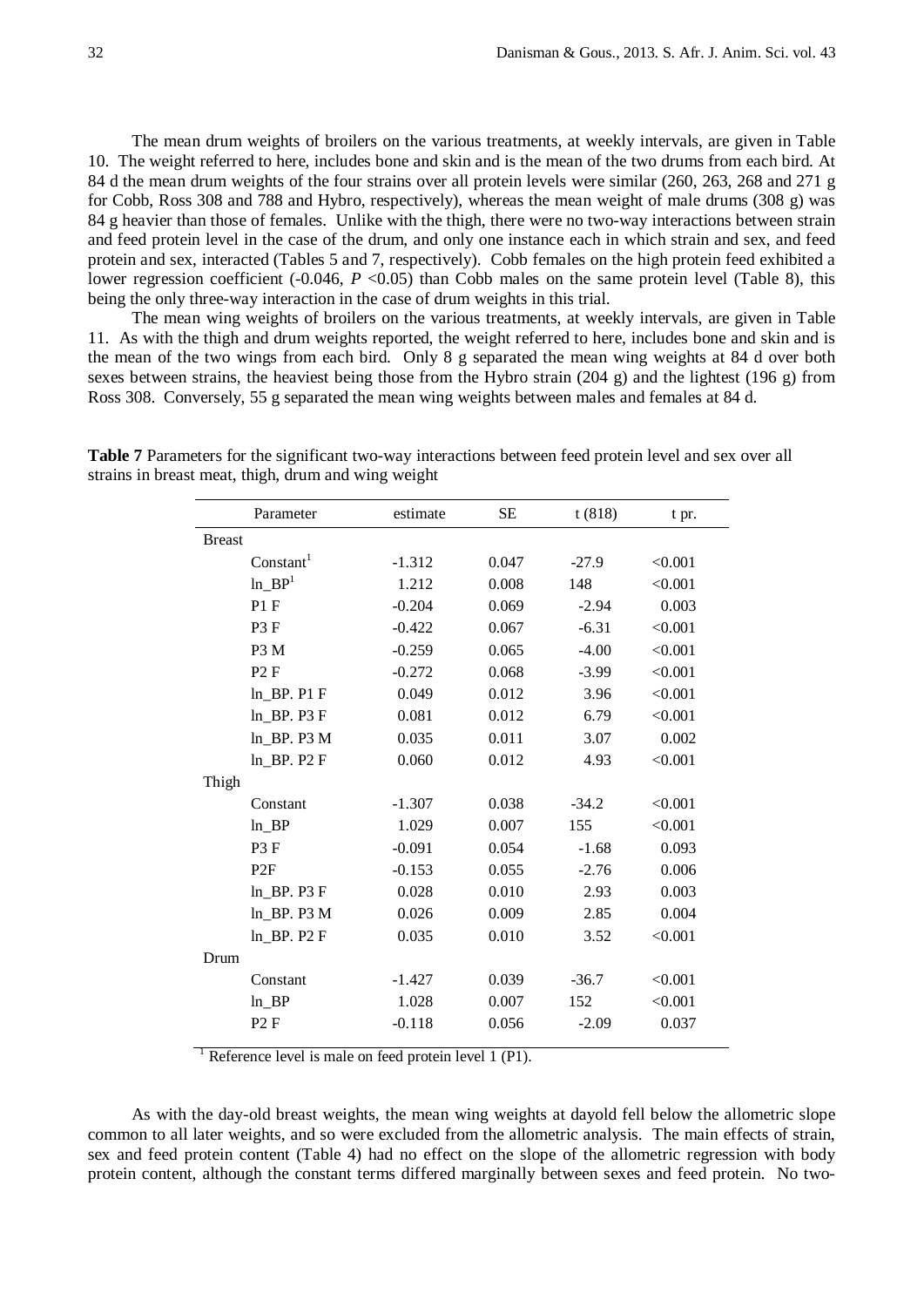The mean drum weights of broilers on the various treatments, at weekly intervals, are given in Table 10. The weight referred to here, includes bone and skin and is the mean of the two drums from each bird. At 84 d the mean drum weights of the four strains over all protein levels were similar (260, 263, 268 and 271 g for Cobb, Ross 308 and 788 and Hybro, respectively), whereas the mean weight of male drums (308 g) was 84 g heavier than those of females. Unlike with the thigh, there were no two-way interactions between strain and feed protein level in the case of the drum, and only one instance each in which strain and sex, and feed protein and sex, interacted (Tables 5 and 7, respectively). Cobb females on the high protein feed exhibited a lower regression coefficient (-0.046, $P < 0.05$) than Cobb males on the same protein level (Table 8), this being the only three-way interaction in the case of drum weights in this trial.

The mean wing weights of broilers on the various treatments, at weekly intervals, are given in Table 11. As with the thigh and drum weights reported, the weight referred to here, includes bone and skin and is the mean of the two wings from each bird. Only 8 g separated the mean wing weights at 84 d over both sexes between strains, the heaviest being those from the Hybro strain (204 g) and the lightest (196 g) from Ross 308. Conversely, 55 g separated the mean wing weights between males and females at 84 d.

**Table 7** Parameters for the significant two-way interactions between feed protein level and sex over all strains in breast meat, thigh, drum and wing weight

| | Parameter | estimate | SE | t (818) | t pr. |
|---|---|---|---|---|---|
| Breast | | | | | |
| | Constant[1] | -1.312 | 0.047 | -27.9 | <0.001 |
| | ln_BP[1] | 1.212 | 0.008 | 148 | <0.001 |
| | P1 F | -0.204 | 0.069 | -2.94 | 0.003 |
| | P3 F | -0.422 | 0.067 | -6.31 | <0.001 |
| | P3 M | -0.259 | 0.065 | -4.00 | <0.001 |
| | P2 F | -0.272 | 0.068 | -3.99 | <0.001 |
| | ln_BP. P1 F | 0.049 | 0.012 | 3.96 | <0.001 |
| | ln_BP. P3 F | 0.081 | 0.012 | 6.79 | <0.001 |
| | ln_BP. P3 M | 0.035 | 0.011 | 3.07 | 0.002 |
| | ln_BP. P2 F | 0.060 | 0.012 | 4.93 | <0.001 |
| Thigh | | | | | |
| | Constant | -1.307 | 0.038 | -34.2 | <0.001 |
| | ln_BP | 1.029 | 0.007 | 155 | <0.001 |
| | P3 F | -0.091 | 0.054 | -1.68 | 0.093 |
| | P2F | -0.153 | 0.055 | -2.76 | 0.006 |
| | ln_BP. P3 F | 0.028 | 0.010 | 2.93 | 0.003 |
| | ln_BP. P3 M | 0.026 | 0.009 | 2.85 | 0.004 |
| | ln_BP. P2 F | 0.035 | 0.010 | 3.52 | <0.001 |
| Drum | | | | | |
| | Constant | -1.427 | 0.039 | -36.7 | <0.001 |
| | ln_BP | 1.028 | 0.007 | 152 | <0.001 |
| | P2 F | -0.118 | 0.056 | -2.09 | 0.037 |

[1] Reference level is male on feed protein level 1 (P1).

As with the day-old breast weights, the mean wing weights at dayold fell below the allometric slope common to all later weights, and so were excluded from the allometric analysis. The main effects of strain, sex and feed protein content (Table 4) had no effect on the slope of the allometric regression with body protein content, although the constant terms differed marginally between sexes and feed protein. No two-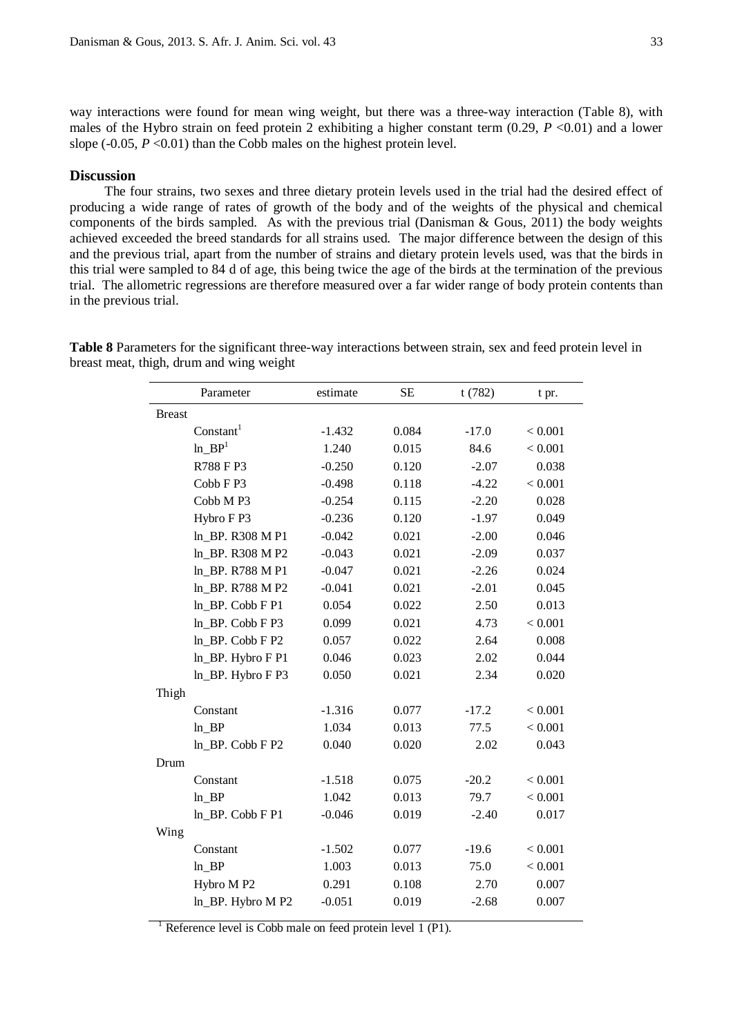way interactions were found for mean wing weight, but there was a three-way interaction (Table 8), with males of the Hybro strain on feed protein 2 exhibiting a higher constant term (0.29, $P$ <0.01) and a lower slope (-0.05, $P$ <0.01) than the Cobb males on the highest protein level.

## Discussion

The four strains, two sexes and three dietary protein levels used in the trial had the desired effect of producing a wide range of rates of growth of the body and of the weights of the physical and chemical components of the birds sampled. As with the previous trial (Danisman & Gous, 2011) the body weights achieved exceeded the breed standards for all strains used. The major difference between the design of this and the previous trial, apart from the number of strains and dietary protein levels used, was that the birds in this trial were sampled to 84 d of age, this being twice the age of the birds at the termination of the previous trial. The allometric regressions are therefore measured over a far wider range of body protein contents than in the previous trial.

**Table 8** Parameters for the significant three-way interactions between strain, sex and feed protein level in breast meat, thigh, drum and wing weight

| Parameter | estimate | SE | t (782) | t pr. |
|---|---|---|---|---|
| Breast | | | | |
| Constant[1] | -1.432 | 0.084 | -17.0 | < 0.001 |
| ln_BP[1] | 1.240 | 0.015 | 84.6 | < 0.001 |
| R788 F P3 | -0.250 | 0.120 | -2.07 | 0.038 |
| Cobb F P3 | -0.498 | 0.118 | -4.22 | < 0.001 |
| Cobb M P3 | -0.254 | 0.115 | -2.20 | 0.028 |
| Hybro F P3 | -0.236 | 0.120 | -1.97 | 0.049 |
| ln_BP. R308 M P1 | -0.042 | 0.021 | -2.00 | 0.046 |
| ln_BP. R308 M P2 | -0.043 | 0.021 | -2.09 | 0.037 |
| ln_BP. R788 M P1 | -0.047 | 0.021 | -2.26 | 0.024 |
| ln_BP. R788 M P2 | -0.041 | 0.021 | -2.01 | 0.045 |
| ln_BP. Cobb F P1 | 0.054 | 0.022 | 2.50 | 0.013 |
| ln_BP. Cobb F P3 | 0.099 | 0.021 | 4.73 | < 0.001 |
| ln_BP. Cobb F P2 | 0.057 | 0.022 | 2.64 | 0.008 |
| ln_BP. Hybro F P1 | 0.046 | 0.023 | 2.02 | 0.044 |
| ln_BP. Hybro F P3 | 0.050 | 0.021 | 2.34 | 0.020 |
| Thigh | | | | |
| Constant | -1.316 | 0.077 | -17.2 | < 0.001 |
| ln_BP | 1.034 | 0.013 | 77.5 | < 0.001 |
| ln_BP. Cobb F P2 | 0.040 | 0.020 | 2.02 | 0.043 |
| Drum | | | | |
| Constant | -1.518 | 0.075 | -20.2 | < 0.001 |
| ln_BP | 1.042 | 0.013 | 79.7 | < 0.001 |
| ln_BP. Cobb F P1 | -0.046 | 0.019 | -2.40 | 0.017 |
| Wing | | | | |
| Constant | -1.502 | 0.077 | -19.6 | < 0.001 |
| ln_BP | 1.003 | 0.013 | 75.0 | < 0.001 |
| Hybro M P2 | 0.291 | 0.108 | 2.70 | 0.007 |
| ln_BP. Hybro M P2 | -0.051 | 0.019 | -2.68 | 0.007 |

[1] Reference level is Cobb male on feed protein level 1 (P1).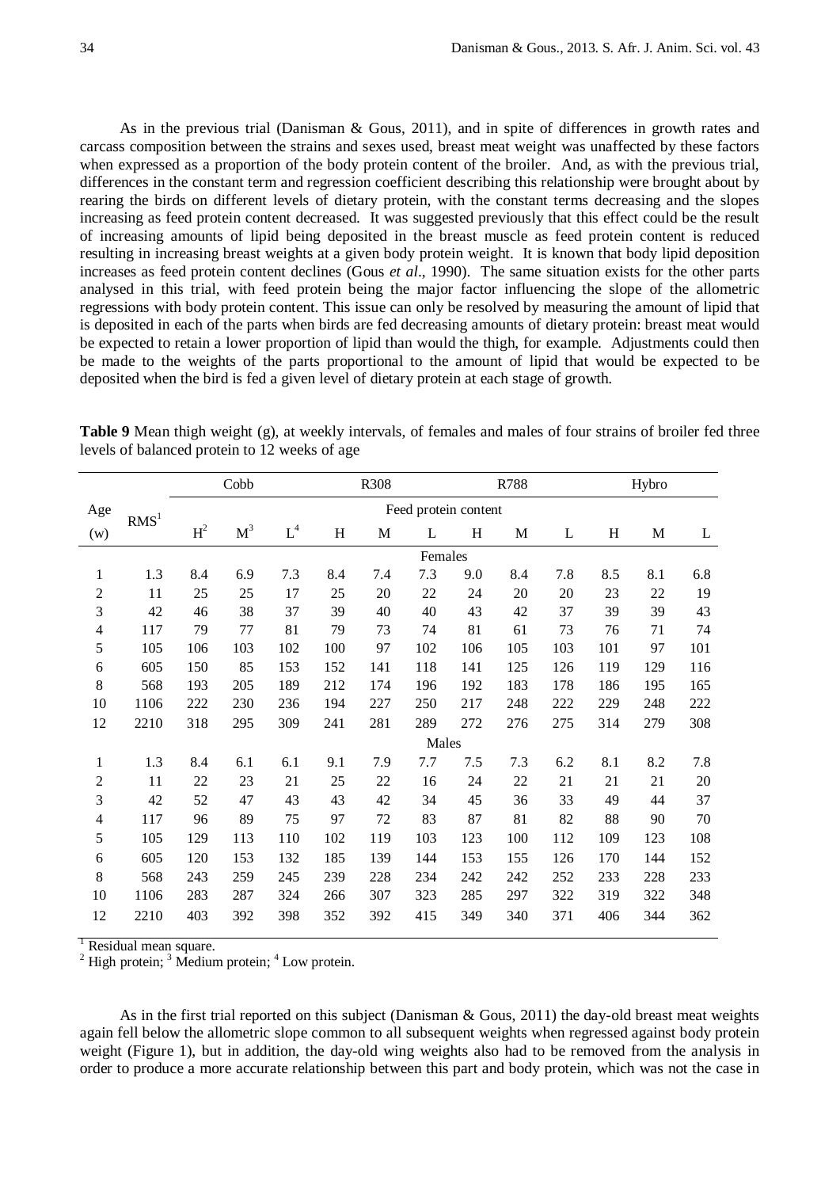As in the previous trial (Danisman & Gous, 2011), and in spite of differences in growth rates and carcass composition between the strains and sexes used, breast meat weight was unaffected by these factors when expressed as a proportion of the body protein content of the broiler. And, as with the previous trial, differences in the constant term and regression coefficient describing this relationship were brought about by rearing the birds on different levels of dietary protein, with the constant terms decreasing and the slopes increasing as feed protein content decreased. It was suggested previously that this effect could be the result of increasing amounts of lipid being deposited in the breast muscle as feed protein content is reduced resulting in increasing breast weights at a given body protein weight. It is known that body lipid deposition increases as feed protein content declines (Gous *et al*., 1990). The same situation exists for the other parts analysed in this trial, with feed protein being the major factor influencing the slope of the allometric regressions with body protein content. This issue can only be resolved by measuring the amount of lipid that is deposited in each of the parts when birds are fed decreasing amounts of dietary protein: breast meat would be expected to retain a lower proportion of lipid than would the thigh, for example. Adjustments could then be made to the weights of the parts proportional to the amount of lipid that would be expected to be deposited when the bird is fed a given level of dietary protein at each stage of growth.

**Table 9** Mean thigh weight (g), at weekly intervals, of females and males of four strains of broiler fed three levels of balanced protein to 12 weeks of age

| Age | RMS[1] | Cobb | | | R308 | | | R788 | | | Hybro | | |
|---|---|---|---|---|---|---|---|---|---|---|---|---|---|
| | | Feed protein content | | | | | | | | | | | |
| (w) | | H[2] | M[3] | L[4] | H | M | L | H | M | L | H | M | L |
| | | Females | | | | | | | | | | | |
| 1 | 1.3 | 8.4 | 6.9 | 7.3 | 8.4 | 7.4 | 7.3 | 9.0 | 8.4 | 7.8 | 8.5 | 8.1 | 6.8 |
| 2 | 11 | 25 | 25 | 17 | 25 | 20 | 22 | 24 | 20 | 20 | 23 | 22 | 19 |
| 3 | 42 | 46 | 38 | 37 | 39 | 40 | 40 | 43 | 42 | 37 | 39 | 39 | 43 |
| 4 | 117 | 79 | 77 | 81 | 79 | 73 | 74 | 81 | 61 | 73 | 76 | 71 | 74 |
| 5 | 105 | 106 | 103 | 102 | 100 | 97 | 102 | 106 | 105 | 103 | 101 | 97 | 101 |
| 6 | 605 | 150 | 85 | 153 | 152 | 141 | 118 | 141 | 125 | 126 | 119 | 129 | 116 |
| 8 | 568 | 193 | 205 | 189 | 212 | 174 | 196 | 192 | 183 | 178 | 186 | 195 | 165 |
| 10 | 1106 | 222 | 230 | 236 | 194 | 227 | 250 | 217 | 248 | 222 | 229 | 248 | 222 |
| 12 | 2210 | 318 | 295 | 309 | 241 | 281 | 289 | 272 | 276 | 275 | 314 | 279 | 308 |
| | | Males | | | | | | | | | | | |
| 1 | 1.3 | 8.4 | 6.1 | 6.1 | 9.1 | 7.9 | 7.7 | 7.5 | 7.3 | 6.2 | 8.1 | 8.2 | 7.8 |
| 2 | 11 | 22 | 23 | 21 | 25 | 22 | 16 | 24 | 22 | 21 | 21 | 21 | 20 |
| 3 | 42 | 52 | 47 | 43 | 43 | 42 | 34 | 45 | 36 | 33 | 49 | 44 | 37 |
| 4 | 117 | 96 | 89 | 75 | 97 | 72 | 83 | 87 | 81 | 82 | 88 | 90 | 70 |
| 5 | 105 | 129 | 113 | 110 | 102 | 119 | 103 | 123 | 100 | 112 | 109 | 123 | 108 |
| 6 | 605 | 120 | 153 | 132 | 185 | 139 | 144 | 153 | 155 | 126 | 170 | 144 | 152 |
| 8 | 568 | 243 | 259 | 245 | 239 | 228 | 234 | 242 | 242 | 252 | 233 | 228 | 233 |
| 10 | 1106 | 283 | 287 | 324 | 266 | 307 | 323 | 285 | 297 | 322 | 319 | 322 | 348 |
| 12 | 2210 | 403 | 392 | 398 | 352 | 392 | 415 | 349 | 340 | 371 | 406 | 344 | 362 |

[1] Residual mean square.
[2] High protein; [3] Medium protein; [4] Low protein.

As in the first trial reported on this subject (Danisman & Gous, 2011) the day-old breast meat weights again fell below the allometric slope common to all subsequent weights when regressed against body protein weight (Figure 1), but in addition, the day-old wing weights also had to be removed from the analysis in order to produce a more accurate relationship between this part and body protein, which was not the case in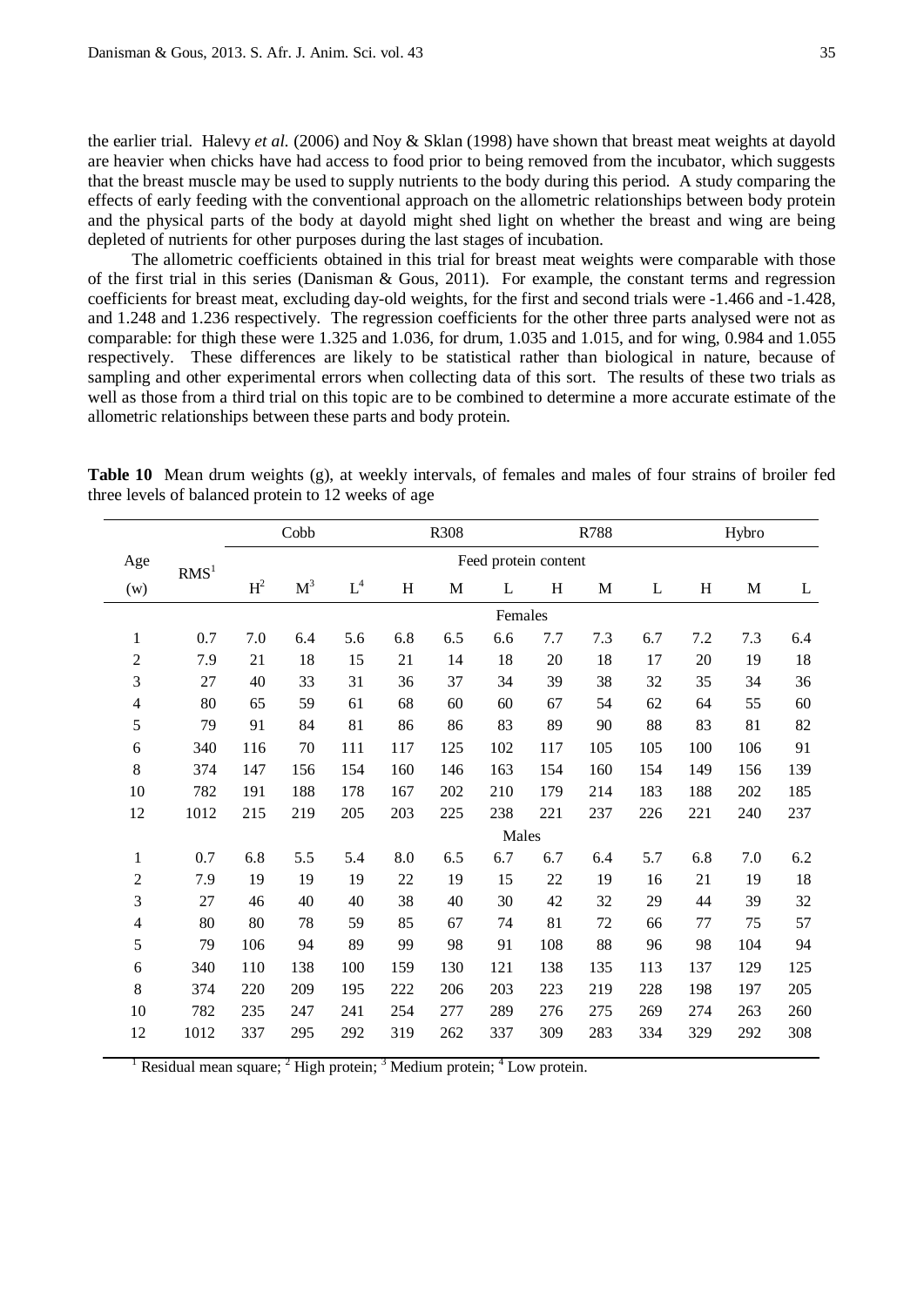the earlier trial. Halevy *et al.* (2006) and Noy & Sklan (1998) have shown that breast meat weights at dayold are heavier when chicks have had access to food prior to being removed from the incubator, which suggests that the breast muscle may be used to supply nutrients to the body during this period. A study comparing the effects of early feeding with the conventional approach on the allometric relationships between body protein and the physical parts of the body at dayold might shed light on whether the breast and wing are being depleted of nutrients for other purposes during the last stages of incubation.

The allometric coefficients obtained in this trial for breast meat weights were comparable with those of the first trial in this series (Danisman & Gous, 2011). For example, the constant terms and regression coefficients for breast meat, excluding day-old weights, for the first and second trials were -1.466 and -1.428, and 1.248 and 1.236 respectively. The regression coefficients for the other three parts analysed were not as comparable: for thigh these were 1.325 and 1.036, for drum, 1.035 and 1.015, and for wing, 0.984 and 1.055 respectively. These differences are likely to be statistical rather than biological in nature, because of sampling and other experimental errors when collecting data of this sort. The results of these two trials as well as those from a third trial on this topic are to be combined to determine a more accurate estimate of the allometric relationships between these parts and body protein.

**Table 10** Mean drum weights (g), at weekly intervals, of females and males of four strains of broiler fed three levels of balanced protein to 12 weeks of age

| | | Cobb | | | R308 | | | R788 | | | Hybro | | |
|---|---|---|---|---|---|---|---|---|---|---|---|---|---|
| Age | RMS[1] | Feed protein content | | | | | | | | | | | |
| (w) | | H[2] | M[3] | L[4] | H | M | L | H | M | L | H | M | L |
| | | Females | | | | | | | | | | | |
| 1 | 0.7 | 7.0 | 6.4 | 5.6 | 6.8 | 6.5 | 6.6 | 7.7 | 7.3 | 6.7 | 7.2 | 7.3 | 6.4 |
| 2 | 7.9 | 21 | 18 | 15 | 21 | 14 | 18 | 20 | 18 | 17 | 20 | 19 | 18 |
| 3 | 27 | 40 | 33 | 31 | 36 | 37 | 34 | 39 | 38 | 32 | 35 | 34 | 36 |
| 4 | 80 | 65 | 59 | 61 | 68 | 60 | 60 | 67 | 54 | 62 | 64 | 55 | 60 |
| 5 | 79 | 91 | 84 | 81 | 86 | 86 | 83 | 89 | 90 | 88 | 83 | 81 | 82 |
| 6 | 340 | 116 | 70 | 111 | 117 | 125 | 102 | 117 | 105 | 105 | 100 | 106 | 91 |
| 8 | 374 | 147 | 156 | 154 | 160 | 146 | 163 | 154 | 160 | 154 | 149 | 156 | 139 |
| 10 | 782 | 191 | 188 | 178 | 167 | 202 | 210 | 179 | 214 | 183 | 188 | 202 | 185 |
| 12 | 1012 | 215 | 219 | 205 | 203 | 225 | 238 | 221 | 237 | 226 | 221 | 240 | 237 |
| | | Males | | | | | | | | | | | |
| 1 | 0.7 | 6.8 | 5.5 | 5.4 | 8.0 | 6.5 | 6.7 | 6.7 | 6.4 | 5.7 | 6.8 | 7.0 | 6.2 |
| 2 | 7.9 | 19 | 19 | 19 | 22 | 19 | 15 | 22 | 19 | 16 | 21 | 19 | 18 |
| 3 | 27 | 46 | 40 | 40 | 38 | 40 | 30 | 42 | 32 | 29 | 44 | 39 | 32 |
| 4 | 80 | 80 | 78 | 59 | 85 | 67 | 74 | 81 | 72 | 66 | 77 | 75 | 57 |
| 5 | 79 | 106 | 94 | 89 | 99 | 98 | 91 | 108 | 88 | 96 | 98 | 104 | 94 |
| 6 | 340 | 110 | 138 | 100 | 159 | 130 | 121 | 138 | 135 | 113 | 137 | 129 | 125 |
| 8 | 374 | 220 | 209 | 195 | 222 | 206 | 203 | 223 | 219 | 228 | 198 | 197 | 205 |
| 10 | 782 | 235 | 247 | 241 | 254 | 277 | 289 | 276 | 275 | 269 | 274 | 263 | 260 |
| 12 | 1012 | 337 | 295 | 292 | 319 | 262 | 337 | 309 | 283 | 334 | 329 | 292 | 308 |

[1] Residual mean square; [2] High protein; [3] Medium protein; [4] Low protein.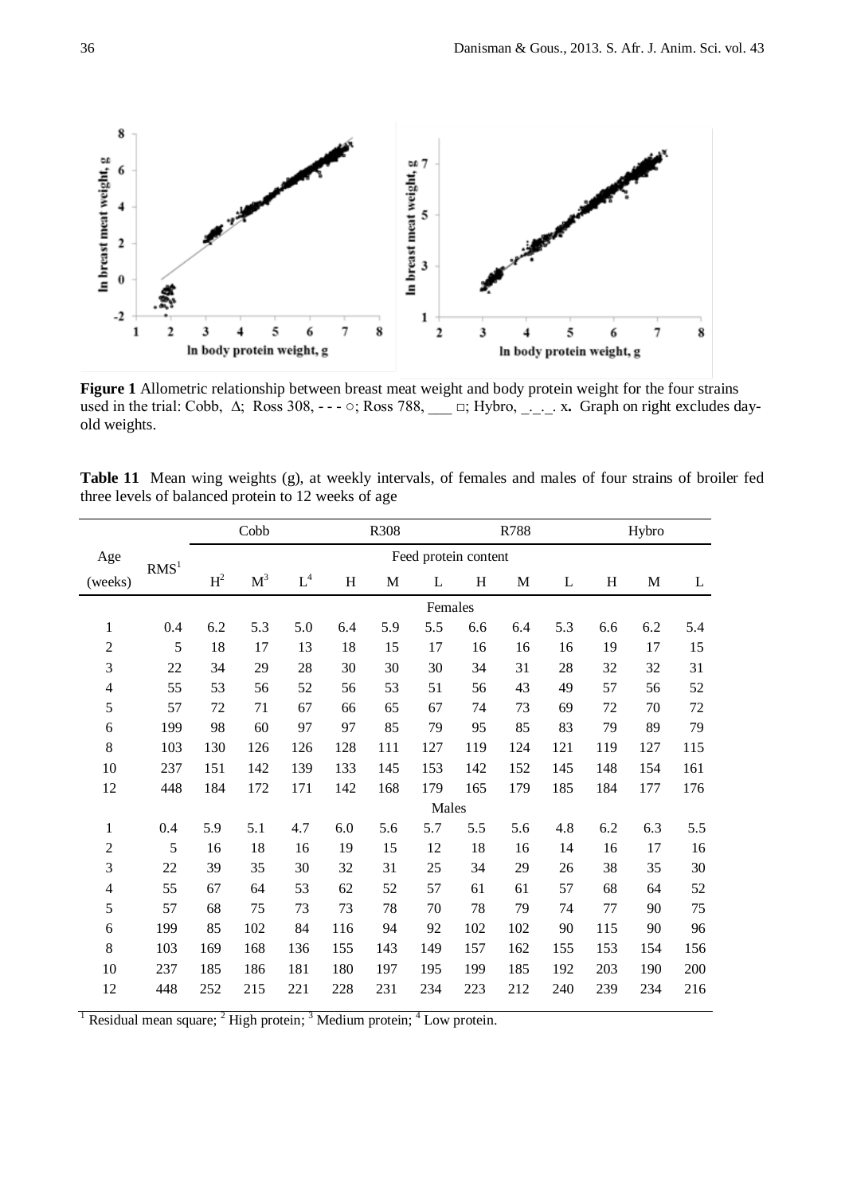**Figure 1** Allometric relationship between breast meat weight and body protein weight for the four strains used in the trial: Cobb, Δ; Ross 308, - - - ○; Ross 788, ___ □; Hybro, _._._. x**.** Graph on right excludes day-old weights.

**Table 11** Mean wing weights (g), at weekly intervals, of females and males of four strains of broiler fed three levels of balanced protein to 12 weeks of age

| Age | RMS[1] | Cobb | | | R308 | | | R788 | | | Hybro | | |
|---|---|---|---|---|---|---|---|---|---|---|---|---|---|
| | | Feed protein content | | | | | | | | | | | |
| (weeks) | | H[2] | M[3] | L[4] | H | M | L | H | M | L | H | M | L |
| | | Females | | | | | | | | | | | |
| 1 | 0.4 | 6.2 | 5.3 | 5.0 | 6.4 | 5.9 | 5.5 | 6.6 | 6.4 | 5.3 | 6.6 | 6.2 | 5.4 |
| 2 | 5 | 18 | 17 | 13 | 18 | 15 | 17 | 16 | 16 | 16 | 19 | 17 | 15 |
| 3 | 22 | 34 | 29 | 28 | 30 | 30 | 30 | 34 | 31 | 28 | 32 | 32 | 31 |
| 4 | 55 | 53 | 56 | 52 | 56 | 53 | 51 | 56 | 43 | 49 | 57 | 56 | 52 |
| 5 | 57 | 72 | 71 | 67 | 66 | 65 | 67 | 74 | 73 | 69 | 72 | 70 | 72 |
| 6 | 199 | 98 | 60 | 97 | 97 | 85 | 79 | 95 | 85 | 83 | 79 | 89 | 79 |
| 8 | 103 | 130 | 126 | 126 | 128 | 111 | 127 | 119 | 124 | 121 | 119 | 127 | 115 |
| 10 | 237 | 151 | 142 | 139 | 133 | 145 | 153 | 142 | 152 | 145 | 148 | 154 | 161 |
| 12 | 448 | 184 | 172 | 171 | 142 | 168 | 179 | 165 | 179 | 185 | 184 | 177 | 176 |
| | | Males | | | | | | | | | | | |
| 1 | 0.4 | 5.9 | 5.1 | 4.7 | 6.0 | 5.6 | 5.7 | 5.5 | 5.6 | 4.8 | 6.2 | 6.3 | 5.5 |
| 2 | 5 | 16 | 18 | 16 | 19 | 15 | 12 | 18 | 16 | 14 | 16 | 17 | 16 |
| 3 | 22 | 39 | 35 | 30 | 32 | 31 | 25 | 34 | 29 | 26 | 38 | 35 | 30 |
| 4 | 55 | 67 | 64 | 53 | 62 | 52 | 57 | 61 | 61 | 57 | 68 | 64 | 52 |
| 5 | 57 | 68 | 75 | 73 | 73 | 78 | 70 | 78 | 79 | 74 | 77 | 90 | 75 |
| 6 | 199 | 85 | 102 | 84 | 116 | 94 | 92 | 102 | 102 | 90 | 115 | 90 | 96 |
| 8 | 103 | 169 | 168 | 136 | 155 | 143 | 149 | 157 | 162 | 155 | 153 | 154 | 156 |
| 10 | 237 | 185 | 186 | 181 | 180 | 197 | 195 | 199 | 185 | 192 | 203 | 190 | 200 |
| 12 | 448 | 252 | 215 | 221 | 228 | 231 | 234 | 223 | 212 | 240 | 239 | 234 | 216 |

[1] Residual mean square; [2] High protein; [3] Medium protein; [4] Low protein.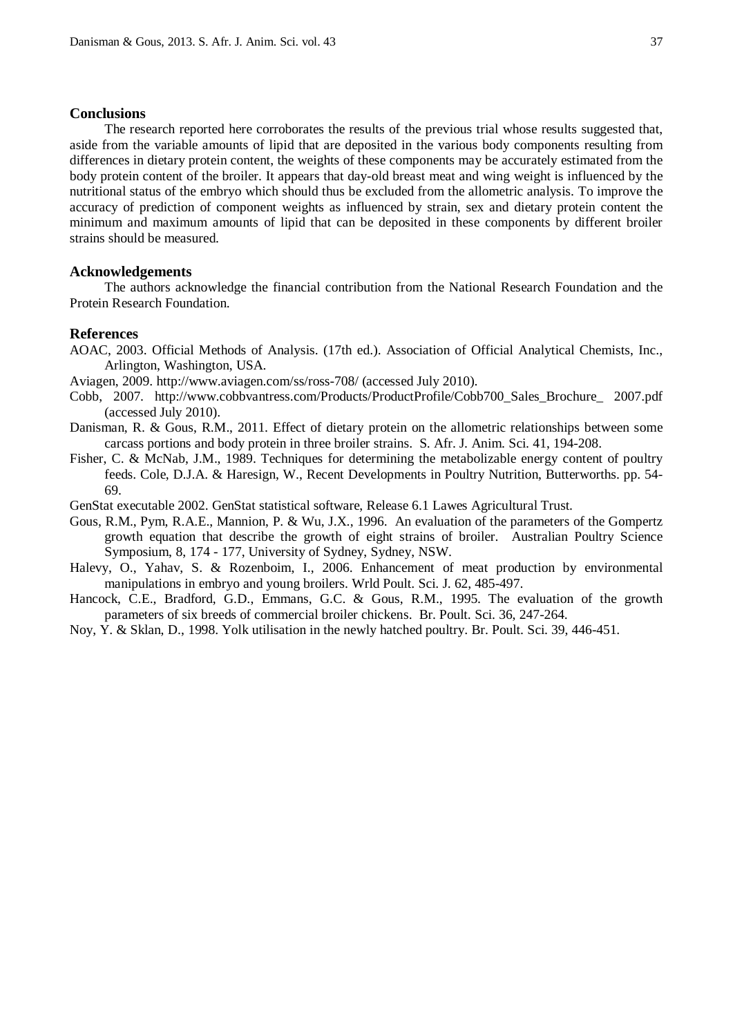## Conclusions

The research reported here corroborates the results of the previous trial whose results suggested that, aside from the variable amounts of lipid that are deposited in the various body components resulting from differences in dietary protein content, the weights of these components may be accurately estimated from the body protein content of the broiler. It appears that day-old breast meat and wing weight is influenced by the nutritional status of the embryo which should thus be excluded from the allometric analysis. To improve the accuracy of prediction of component weights as influenced by strain, sex and dietary protein content the minimum and maximum amounts of lipid that can be deposited in these components by different broiler strains should be measured.

## Acknowledgements

The authors acknowledge the financial contribution from the National Research Foundation and the Protein Research Foundation.

## References

AOAC, 2003. Official Methods of Analysis. (17th ed.). Association of Official Analytical Chemists, Inc., Arlington, Washington, USA.

Aviagen, 2009. http://www.aviagen.com/ss/ross-708/ (accessed July 2010).

Cobb, 2007. http://www.cobbvantress.com/Products/ProductProfile/Cobb700_Sales_Brochure_ 2007.pdf (accessed July 2010).

Danisman, R. & Gous, R.M., 2011. Effect of dietary protein on the allometric relationships between some carcass portions and body protein in three broiler strains. S. Afr. J. Anim. Sci. 41, 194-208.

Fisher, C. & McNab, J.M., 1989. Techniques for determining the metabolizable energy content of poultry feeds. Cole, D.J.A. & Haresign, W., Recent Developments in Poultry Nutrition, Butterworths. pp. 54-69.

GenStat executable 2002. GenStat statistical software, Release 6.1 Lawes Agricultural Trust.

Gous, R.M., Pym, R.A.E., Mannion, P. & Wu, J.X., 1996. An evaluation of the parameters of the Gompertz growth equation that describe the growth of eight strains of broiler. Australian Poultry Science Symposium, 8, 174 - 177, University of Sydney, Sydney, NSW.

Halevy, O., Yahav, S. & Rozenboim, I., 2006. Enhancement of meat production by environmental manipulations in embryo and young broilers. Wrld Poult. Sci. J. 62, 485-497.

Hancock, C.E., Bradford, G.D., Emmans, G.C. & Gous, R.M., 1995. The evaluation of the growth parameters of six breeds of commercial broiler chickens. Br. Poult. Sci. 36, 247-264.

Noy, Y. & Sklan, D., 1998. Yolk utilisation in the newly hatched poultry. Br. Poult. Sci. 39, 446-451.